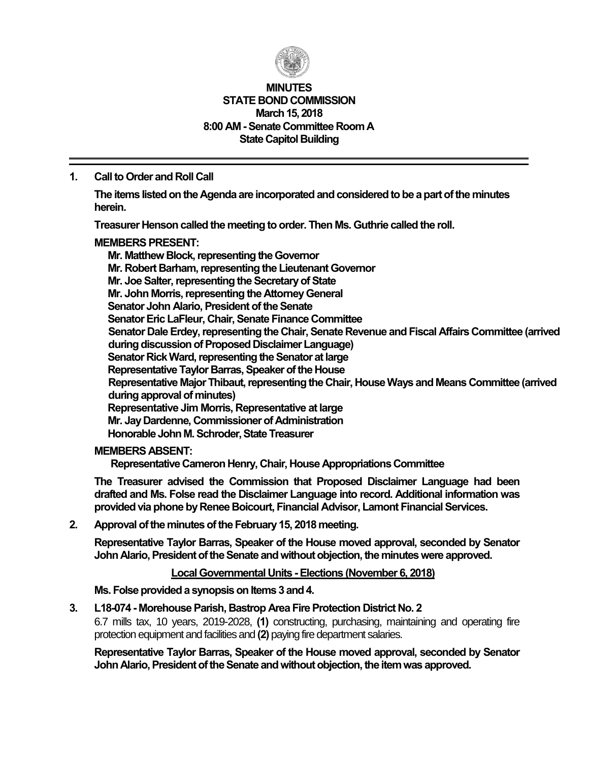# MINUTES
## STATE BOND COMMISSION
### March 15, 2018
### 8:00 AM - Senate Committee Room A
### State Capitol Building

---

**1. Call to Order and Roll Call**

**The items listed on the Agenda are incorporated and considered to be a part of the minutes herein.**

**Treasurer Henson called the meeting to order. Then Ms. Guthrie called the roll.**

**MEMBERS PRESENT:**

**Mr. Matthew Block, representing the Governor**
**Mr. Robert Barham, representing the Lieutenant Governor**
**Mr. Joe Salter, representing the Secretary of State**
**Mr. John Morris, representing the Attorney General**
**Senator John Alario, President of the Senate**
**Senator Eric LaFleur, Chair, Senate Finance Committee**
**Senator Dale Erdey, representing the Chair, Senate Revenue and Fiscal Affairs Committee (arrived during discussion of Proposed Disclaimer Language)**
**Senator Rick Ward, representing the Senator at large**
**Representative Taylor Barras, Speaker of the House**
**Representative Major Thibaut, representing the Chair, House Ways and Means Committee (arrived during approval of minutes)**
**Representative Jim Morris, Representative at large**
**Mr. Jay Dardenne, Commissioner of Administration**
**Honorable John M. Schroder, State Treasurer**

**MEMBERS ABSENT:**

**Representative Cameron Henry, Chair, House Appropriations Committee**

**The Treasurer advised the Commission that Proposed Disclaimer Language had been drafted and Ms. Folse read the Disclaimer Language into record. Additional information was provided via phone by Renee Boicourt, Financial Advisor, Lamont Financial Services.**

**2. Approval of the minutes of the February 15, 2018 meeting.**

**Representative Taylor Barras, Speaker of the House moved approval, seconded by Senator John Alario, President of the Senate and without objection, the minutes were approved.**

**Local Governmental Units - Elections (November 6, 2018)**

**Ms. Folse provided a synopsis on Items 3 and 4.**

**3. L18-074 - Morehouse Parish, Bastrop Area Fire Protection District No. 2**

6.7 mills tax, 10 years, 2019-2028, **(1)** constructing, purchasing, maintaining and operating fire protection equipment and facilities and **(2)** paying fire department salaries.

**Representative Taylor Barras, Speaker of the House moved approval, seconded by Senator John Alario, President of the Senate and without objection, the item was approved.**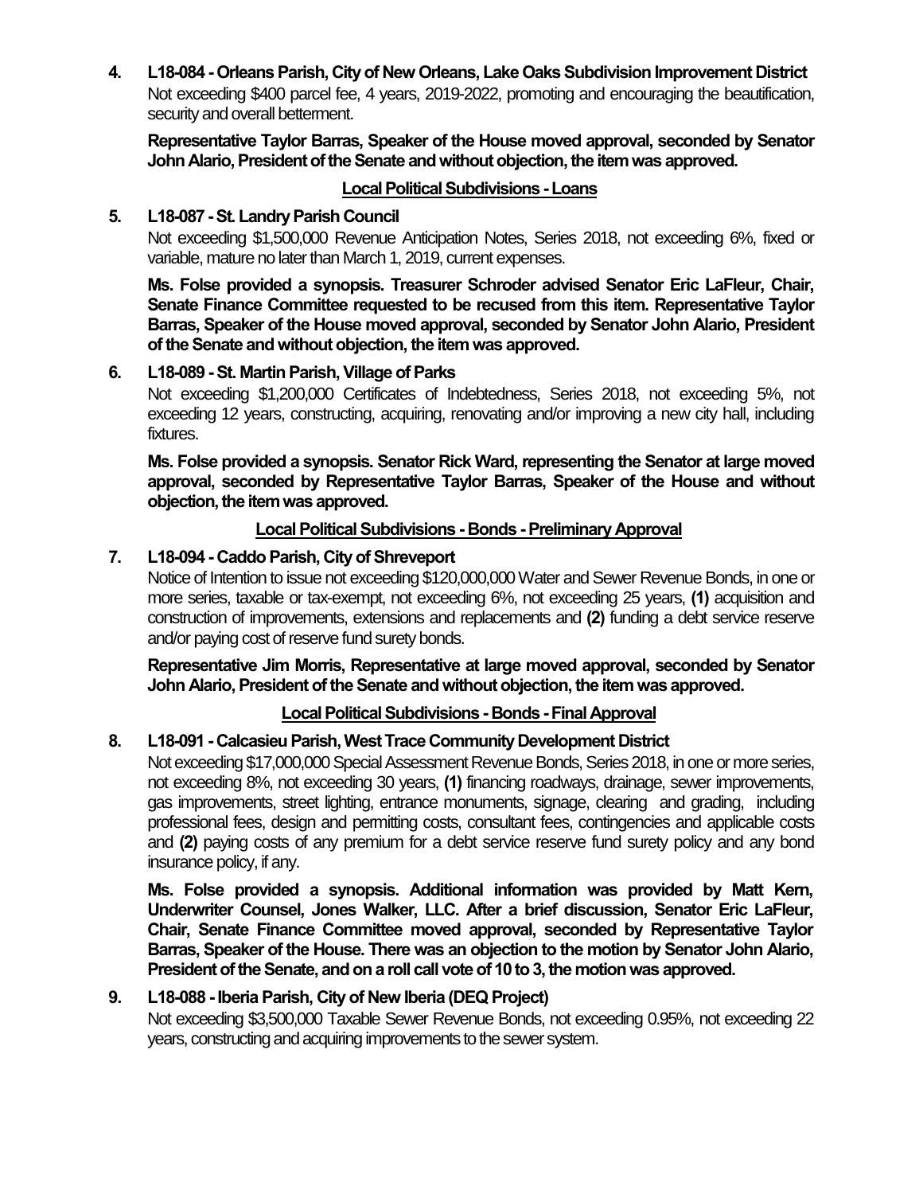**4. L18-084 - Orleans Parish, City of New Orleans, Lake Oaks Subdivision Improvement District**

Not exceeding $400 parcel fee, 4 years, 2019-2022, promoting and encouraging the beautification, security and overall betterment.

**Representative Taylor Barras, Speaker of the House moved approval, seconded by Senator John Alario, President of the Senate and without objection, the item was approved.**

## Local Political Subdivisions - Loans

**5. L18-087 - St. Landry Parish Council**

Not exceeding $1,500,000 Revenue Anticipation Notes, Series 2018, not exceeding 6%, fixed or variable, mature no later than March 1, 2019, current expenses.

**Ms. Folse provided a synopsis. Treasurer Schroder advised Senator Eric LaFleur, Chair, Senate Finance Committee requested to be recused from this item. Representative Taylor Barras, Speaker of the House moved approval, seconded by Senator John Alario, President of the Senate and without objection, the item was approved.**

**6. L18-089 - St. Martin Parish, Village of Parks**

Not exceeding $1,200,000 Certificates of Indebtedness, Series 2018, not exceeding 5%, not exceeding 12 years, constructing, acquiring, renovating and/or improving a new city hall, including fixtures.

**Ms. Folse provided a synopsis. Senator Rick Ward, representing the Senator at large moved approval, seconded by Representative Taylor Barras, Speaker of the House and without objection, the item was approved.**

## Local Political Subdivisions - Bonds - Preliminary Approval

**7. L18-094 - Caddo Parish, City of Shreveport**

Notice of Intention to issue not exceeding $120,000,000 Water and Sewer Revenue Bonds, in one or more series, taxable or tax-exempt, not exceeding 6%, not exceeding 25 years, **(1)** acquisition and construction of improvements, extensions and replacements and **(2)** funding a debt service reserve and/or paying cost of reserve fund surety bonds.

**Representative Jim Morris, Representative at large moved approval, seconded by Senator John Alario, President of the Senate and without objection, the item was approved.**

## Local Political Subdivisions - Bonds - Final Approval

**8. L18-091 - Calcasieu Parish, West Trace Community Development District**

Not exceeding $17,000,000 Special Assessment Revenue Bonds, Series 2018, in one or more series, not exceeding 8%, not exceeding 30 years, **(1)** financing roadways, drainage, sewer improvements, gas improvements, street lighting, entrance monuments, signage, clearing and grading, including professional fees, design and permitting costs, consultant fees, contingencies and applicable costs and **(2)** paying costs of any premium for a debt service reserve fund surety policy and any bond insurance policy, if any.

**Ms. Folse provided a synopsis. Additional information was provided by Matt Kern, Underwriter Counsel, Jones Walker, LLC. After a brief discussion, Senator Eric LaFleur, Chair, Senate Finance Committee moved approval, seconded by Representative Taylor Barras, Speaker of the House. There was an objection to the motion by Senator John Alario, President of the Senate, and on a roll call vote of 10 to 3, the motion was approved.**

**9. L18-088 - Iberia Parish, City of New Iberia (DEQ Project)**

Not exceeding $3,500,000 Taxable Sewer Revenue Bonds, not exceeding 0.95%, not exceeding 22 years, constructing and acquiring improvements to the sewer system.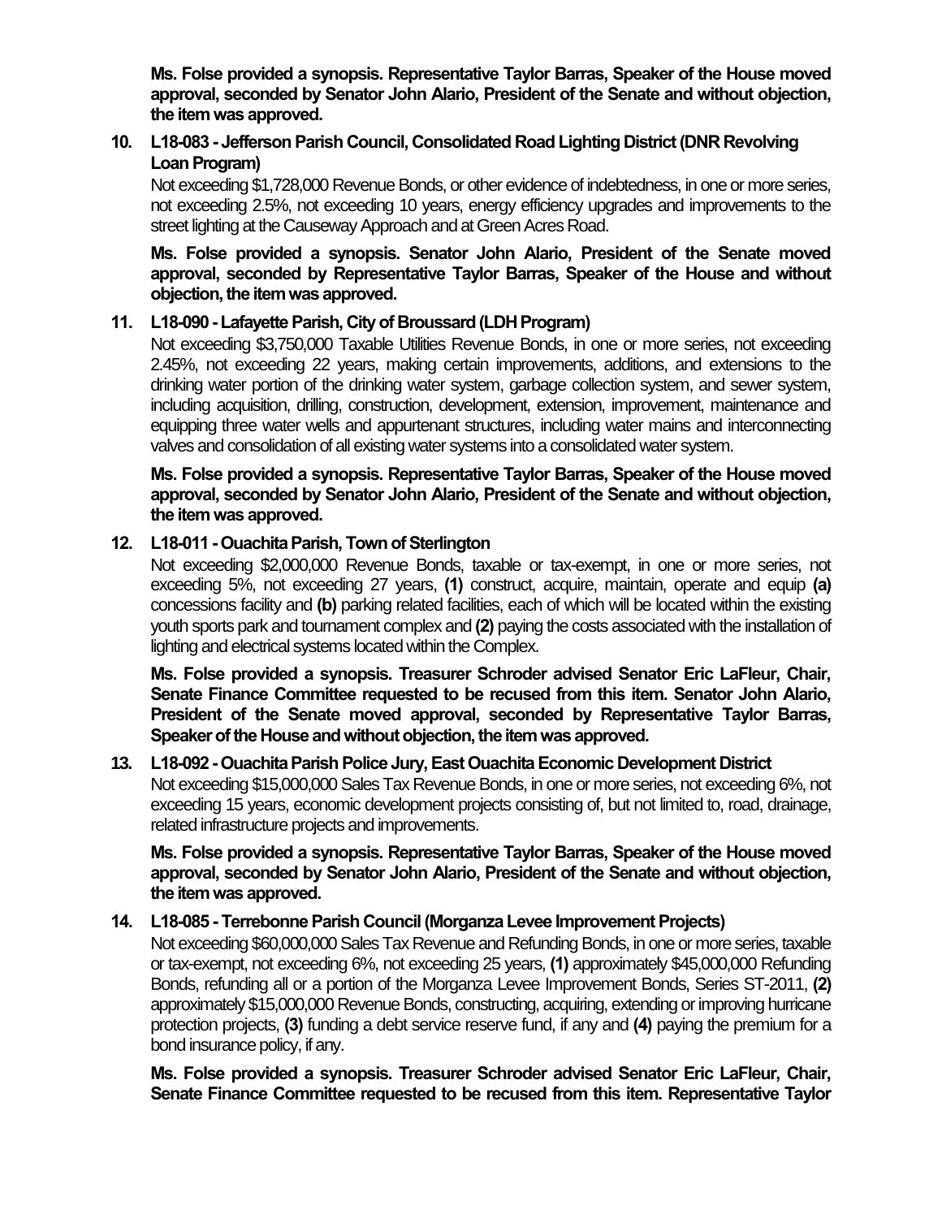**Ms. Folse provided a synopsis. Representative Taylor Barras, Speaker of the House moved approval, seconded by Senator John Alario, President of the Senate and without objection, the item was approved.**

**10. L18-083 - Jefferson Parish Council, Consolidated Road Lighting District (DNR Revolving Loan Program)**

Not exceeding $1,728,000 Revenue Bonds, or other evidence of indebtedness, in one or more series, not exceeding 2.5%, not exceeding 10 years, energy efficiency upgrades and improvements to the street lighting at the Causeway Approach and at Green Acres Road.

**Ms. Folse provided a synopsis. Senator John Alario, President of the Senate moved approval, seconded by Representative Taylor Barras, Speaker of the House and without objection, the item was approved.**

**11. L18-090 - Lafayette Parish, City of Broussard (LDH Program)**

Not exceeding $3,750,000 Taxable Utilities Revenue Bonds, in one or more series, not exceeding 2.45%, not exceeding 22 years, making certain improvements, additions, and extensions to the drinking water portion of the drinking water system, garbage collection system, and sewer system, including acquisition, drilling, construction, development, extension, improvement, maintenance and equipping three water wells and appurtenant structures, including water mains and interconnecting valves and consolidation of all existing water systems into a consolidated water system.

**Ms. Folse provided a synopsis. Representative Taylor Barras, Speaker of the House moved approval, seconded by Senator John Alario, President of the Senate and without objection, the item was approved.**

**12. L18-011 - Ouachita Parish, Town of Sterlington**

Not exceeding $2,000,000 Revenue Bonds, taxable or tax-exempt, in one or more series, not exceeding 5%, not exceeding 27 years, **(1)** construct, acquire, maintain, operate and equip **(a)** concessions facility and **(b)** parking related facilities, each of which will be located within the existing youth sports park and tournament complex and **(2)** paying the costs associated with the installation of lighting and electrical systems located within the Complex.

**Ms. Folse provided a synopsis. Treasurer Schroder advised Senator Eric LaFleur, Chair, Senate Finance Committee requested to be recused from this item. Senator John Alario, President of the Senate moved approval, seconded by Representative Taylor Barras, Speaker of the House and without objection, the item was approved.**

**13. L18-092 - Ouachita Parish Police Jury, East Ouachita Economic Development District**

Not exceeding $15,000,000 Sales Tax Revenue Bonds, in one or more series, not exceeding 6%, not exceeding 15 years, economic development projects consisting of, but not limited to, road, drainage, related infrastructure projects and improvements.

**Ms. Folse provided a synopsis. Representative Taylor Barras, Speaker of the House moved approval, seconded by Senator John Alario, President of the Senate and without objection, the item was approved.**

**14. L18-085 - Terrebonne Parish Council (Morganza Levee Improvement Projects)**

Not exceeding $60,000,000 Sales Tax Revenue and Refunding Bonds, in one or more series, taxable or tax-exempt, not exceeding 6%, not exceeding 25 years, **(1)** approximately $45,000,000 Refunding Bonds, refunding all or a portion of the Morganza Levee Improvement Bonds, Series ST-2011, **(2)** approximately $15,000,000 Revenue Bonds, constructing, acquiring, extending or improving hurricane protection projects, **(3)** funding a debt service reserve fund, if any and **(4)** paying the premium for a bond insurance policy, if any.

**Ms. Folse provided a synopsis. Treasurer Schroder advised Senator Eric LaFleur, Chair, Senate Finance Committee requested to be recused from this item. Representative Taylor**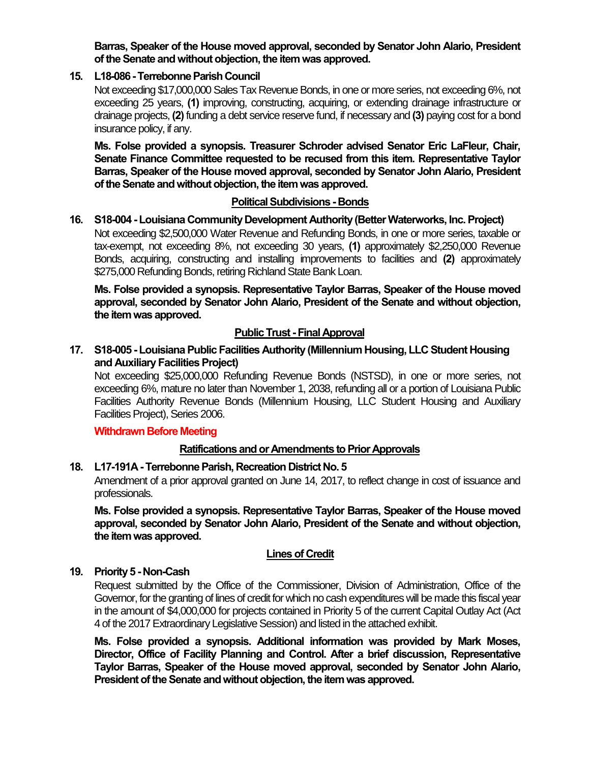**Barras, Speaker of the House moved approval, seconded by Senator John Alario, President of the Senate and without objection, the item was approved.**

**15. L18-086 - Terrebonne Parish Council**

Not exceeding $17,000,000 Sales Tax Revenue Bonds, in one or more series, not exceeding 6%, not exceeding 25 years, **(1)** improving, constructing, acquiring, or extending drainage infrastructure or drainage projects, **(2)** funding a debt service reserve fund, if necessary and **(3)** paying cost for a bond insurance policy, if any.

**Ms. Folse provided a synopsis. Treasurer Schroder advised Senator Eric LaFleur, Chair, Senate Finance Committee requested to be recused from this item. Representative Taylor Barras, Speaker of the House moved approval, seconded by Senator John Alario, President of the Senate and without objection, the item was approved.**

**Political Subdivisions - Bonds**

**16. S18-004 - Louisiana Community Development Authority (Better Waterworks, Inc. Project)**

Not exceeding $2,500,000 Water Revenue and Refunding Bonds, in one or more series, taxable or tax-exempt, not exceeding 8%, not exceeding 30 years, **(1)** approximately $2,250,000 Revenue Bonds, acquiring, constructing and installing improvements to facilities and **(2)** approximately $275,000 Refunding Bonds, retiring Richland State Bank Loan.

**Ms. Folse provided a synopsis. Representative Taylor Barras, Speaker of the House moved approval, seconded by Senator John Alario, President of the Senate and without objection, the item was approved.**

**Public Trust - Final Approval**

**17. S18-005 - Louisiana Public Facilities Authority (Millennium Housing, LLC Student Housing and Auxiliary Facilities Project)**

Not exceeding $25,000,000 Refunding Revenue Bonds (NSTSD), in one or more series, not exceeding 6%, mature no later than November 1, 2038, refunding all or a portion of Louisiana Public Facilities Authority Revenue Bonds (Millennium Housing, LLC Student Housing and Auxiliary Facilities Project), Series 2006.

**Withdrawn Before Meeting**

**Ratifications and or Amendments to Prior Approvals**

**18. L17-191A - Terrebonne Parish, Recreation District No. 5**

Amendment of a prior approval granted on June 14, 2017, to reflect change in cost of issuance and professionals.

**Ms. Folse provided a synopsis. Representative Taylor Barras, Speaker of the House moved approval, seconded by Senator John Alario, President of the Senate and without objection, the item was approved.**

**Lines of Credit**

**19. Priority 5 - Non-Cash**

Request submitted by the Office of the Commissioner, Division of Administration, Office of the Governor, for the granting of lines of credit for which no cash expenditures will be made this fiscal year in the amount of $4,000,000 for projects contained in Priority 5 of the current Capital Outlay Act (Act 4 of the 2017 Extraordinary Legislative Session) and listed in the attached exhibit.

**Ms. Folse provided a synopsis. Additional information was provided by Mark Moses, Director, Office of Facility Planning and Control. After a brief discussion, Representative Taylor Barras, Speaker of the House moved approval, seconded by Senator John Alario, President of the Senate and without objection, the item was approved.**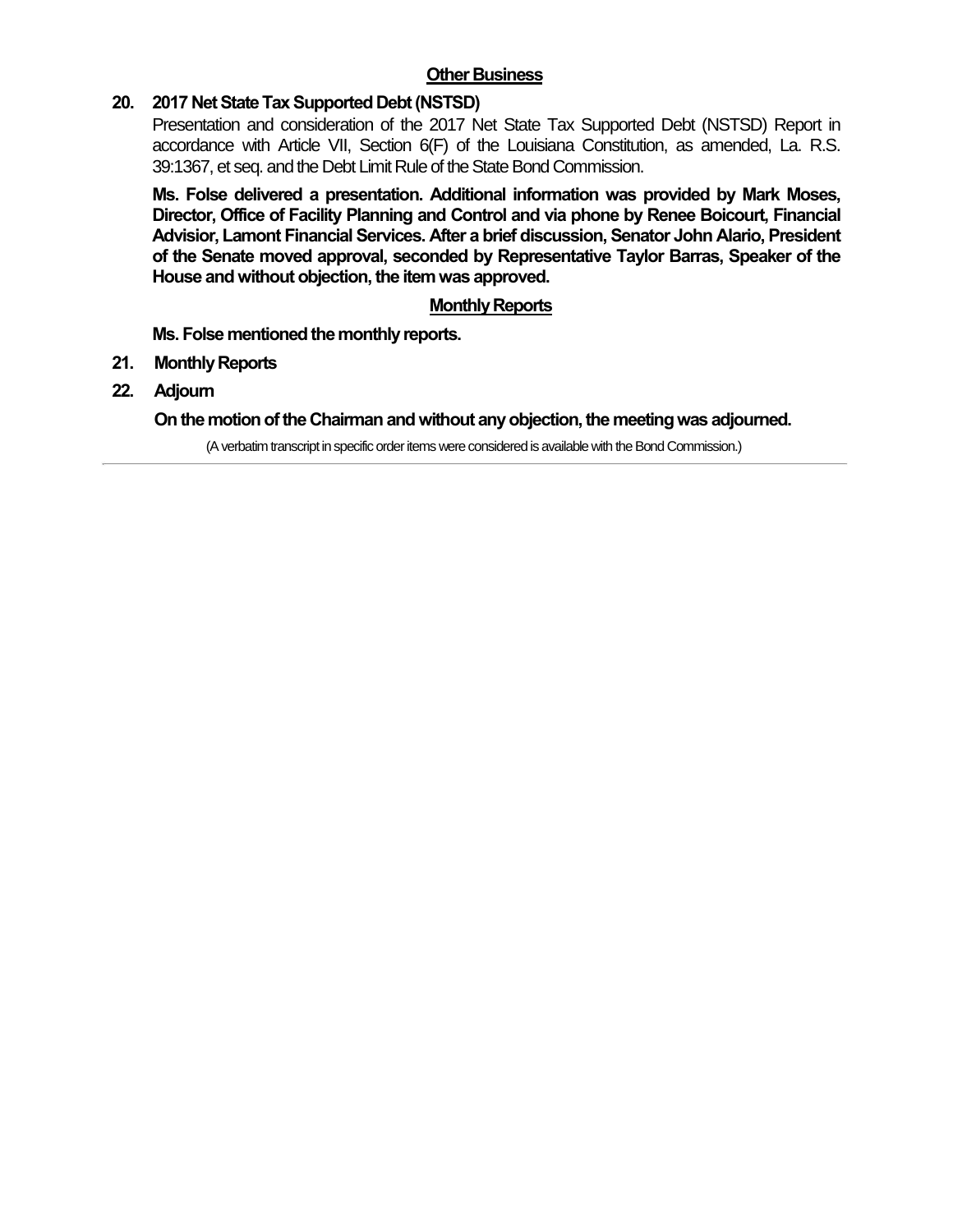## Other Business

**20. 2017 Net State Tax Supported Debt (NSTSD)**

Presentation and consideration of the 2017 Net State Tax Supported Debt (NSTSD) Report in accordance with Article VII, Section 6(F) of the Louisiana Constitution, as amended, La. R.S. 39:1367, et seq. and the Debt Limit Rule of the State Bond Commission.

**Ms. Folse delivered a presentation. Additional information was provided by Mark Moses, Director, Office of Facility Planning and Control and via phone by Renee Boicourt, Financial Advisior, Lamont Financial Services. After a brief discussion, Senator John Alario, President of the Senate moved approval, seconded by Representative Taylor Barras, Speaker of the House and without objection, the item was approved.**

## Monthly Reports

**Ms. Folse mentioned the monthly reports.**

**21. Monthly Reports**

**22. Adjourn**

**On the motion of the Chairman and without any objection, the meeting was adjourned.**

(A verbatim transcript in specific order items were considered is available with the Bond Commission.)